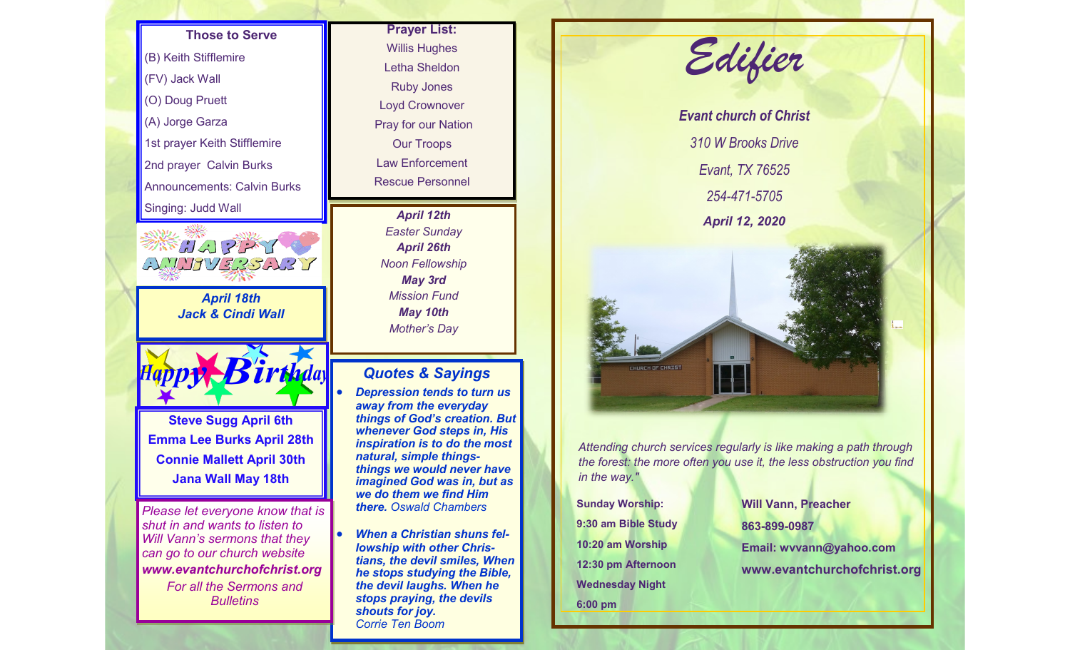## Those to Serve

(B) Keith Stifflemire
(FV) Jack Wall
(O) Doug Pruett
(A) Jorge Garza
1st prayer Keith Stifflemire
2nd prayer Calvin Burks
Announcements: Calvin Burks
Singing: Judd Wall

## HAPPY ANNIVERSARY

***April 18th***
***Jack & Cindi Wall***

## Happy Birthday

**Steve Sugg April 6th**
**Emma Lee Burks April 28th**
**Connie Mallett April 30th**
**Jana Wall May 18th**

*Please let everyone know that is shut in and wants to listen to Will Vann's sermons that they can go to our church website* ***www.evantchurchofchrist.org*** *For all the Sermons and Bulletins*

## Prayer List:

Willis Hughes
Letha Sheldon
Ruby Jones
Loyd Crownover
Pray for our Nation
Our Troops
Law Enforcement
Rescue Personnel

***April 12th***
*Easter Sunday*
***April 26th***
*Noon Fellowship*
***May 3rd***
*Mission Fund*
***May 10th***
*Mother's Day*

## *Quotes & Sayings*

- ***Depression tends to turn us away from the everyday things of God's creation. But whenever God steps in, His inspiration is to do the most natural, simple things-things we would never have imagined God was in, but as we do them we find Him there.*** *Oswald Chambers*

- ***When a Christian shuns fellowship with other Christians, the devil smiles, When he stops studying the Bible, the devil laughs. When he stops praying, the devils shouts for joy.*** *Corrie Ten Boom*

# *Edifier*

***Evant church of Christ***

*310 W Brooks Drive*

*Evant, TX 76525*

*254-471-5705*

***April 12, 2020***

*Attending church services regularly is like making a path through the forest: the more often you use it, the less obstruction you find in the way."*

**Sunday Worship:**
**9:30 am Bible Study**
**10:20 am Worship**
**12:30 pm Afternoon**
**Wednesday Night**
**6:00 pm**

**Will Vann, Preacher**
**863-899-0987**
**Email: wvvann@yahoo.com**
**www.evantchurchofchrist.org**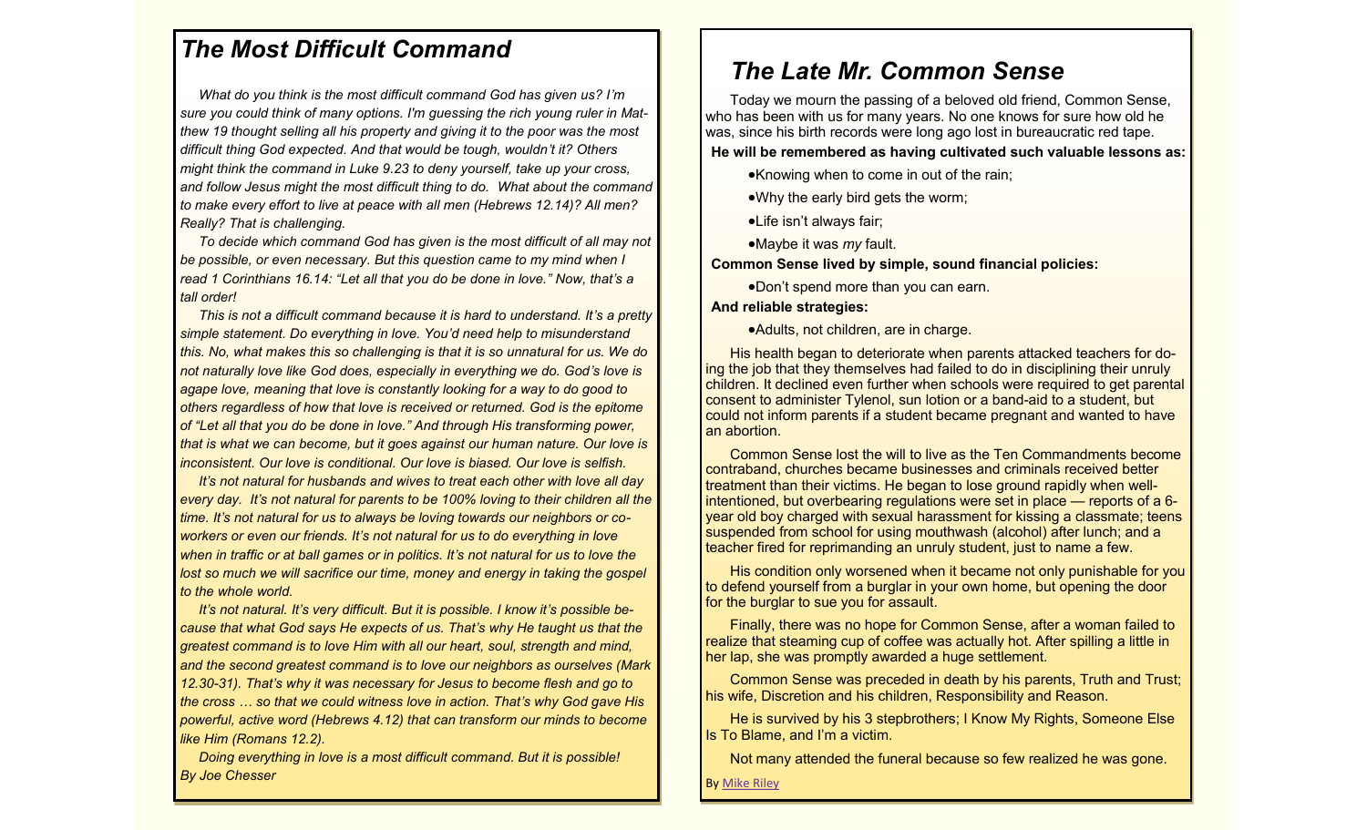## *The Most Difficult Command*

*What do you think is the most difficult command God has given us? I'm sure you could think of many options. I'm guessing the rich young ruler in Matthew 19 thought selling all his property and giving it to the poor was the most difficult thing God expected. And that would be tough, wouldn't it? Others might think the command in Luke 9.23 to deny yourself, take up your cross, and follow Jesus might the most difficult thing to do. What about the command to make every effort to live at peace with all men (Hebrews 12.14)? All men? Really? That is challenging.*

*To decide which command God has given is the most difficult of all may not be possible, or even necessary. But this question came to my mind when I read 1 Corinthians 16.14: "Let all that you do be done in love." Now, that's a tall order!*

*This is not a difficult command because it is hard to understand. It's a pretty simple statement. Do everything in love. You'd need help to misunderstand this. No, what makes this so challenging is that it is so unnatural for us. We do not naturally love like God does, especially in everything we do. God's love is agape love, meaning that love is constantly looking for a way to do good to others regardless of how that love is received or returned. God is the epitome of "Let all that you do be done in love." And through His transforming power, that is what we can become, but it goes against our human nature. Our love is inconsistent. Our love is conditional. Our love is biased. Our love is selfish.*

*It's not natural for husbands and wives to treat each other with love all day every day. It's not natural for parents to be 100% loving to their children all the time. It's not natural for us to always be loving towards our neighbors or co-workers or even our friends. It's not natural for us to do everything in love when in traffic or at ball games or in politics. It's not natural for us to love the lost so much we will sacrifice our time, money and energy in taking the gospel to the whole world.*

*It's not natural. It's very difficult. But it is possible. I know it's possible because that what God says He expects of us. That's why He taught us that the greatest command is to love Him with all our heart, soul, strength and mind, and the second greatest command is to love our neighbors as ourselves (Mark 12.30-31). That's why it was necessary for Jesus to become flesh and go to the cross … so that we could witness love in action. That's why God gave His powerful, active word (Hebrews 4.12) that can transform our minds to become like Him (Romans 12.2).*

*Doing everything in love is a most difficult command. But it is possible!*
*By Joe Chesser*

## *The Late Mr. Common Sense*

Today we mourn the passing of a beloved old friend, Common Sense, who has been with us for many years. No one knows for sure how old he was, since his birth records were long ago lost in bureaucratic red tape.

**He will be remembered as having cultivated such valuable lessons as:**

- Knowing when to come in out of the rain;
- Why the early bird gets the worm;
- Life isn't always fair;
- Maybe it was *my* fault.

**Common Sense lived by simple, sound financial policies:**

- Don't spend more than you can earn.

**And reliable strategies:**

- Adults, not children, are in charge.

His health began to deteriorate when parents attacked teachers for doing the job that they themselves had failed to do in disciplining their unruly children. It declined even further when schools were required to get parental consent to administer Tylenol, sun lotion or a band-aid to a student, but could not inform parents if a student became pregnant and wanted to have an abortion.

Common Sense lost the will to live as the Ten Commandments become contraband, churches became businesses and criminals received better treatment than their victims. He began to lose ground rapidly when well-intentioned, but overbearing regulations were set in place — reports of a 6-year old boy charged with sexual harassment for kissing a classmate; teens suspended from school for using mouthwash (alcohol) after lunch; and a teacher fired for reprimanding an unruly student, just to name a few.

His condition only worsened when it became not only punishable for you to defend yourself from a burglar in your own home, but opening the door for the burglar to sue you for assault.

Finally, there was no hope for Common Sense, after a woman failed to realize that steaming cup of coffee was actually hot. After spilling a little in her lap, she was promptly awarded a huge settlement.

Common Sense was preceded in death by his parents, Truth and Trust; his wife, Discretion and his children, Responsibility and Reason.

He is survived by his 3 stepbrothers; I Know My Rights, Someone Else Is To Blame, and I'm a victim.

Not many attended the funeral because so few realized he was gone.

By Mike Riley